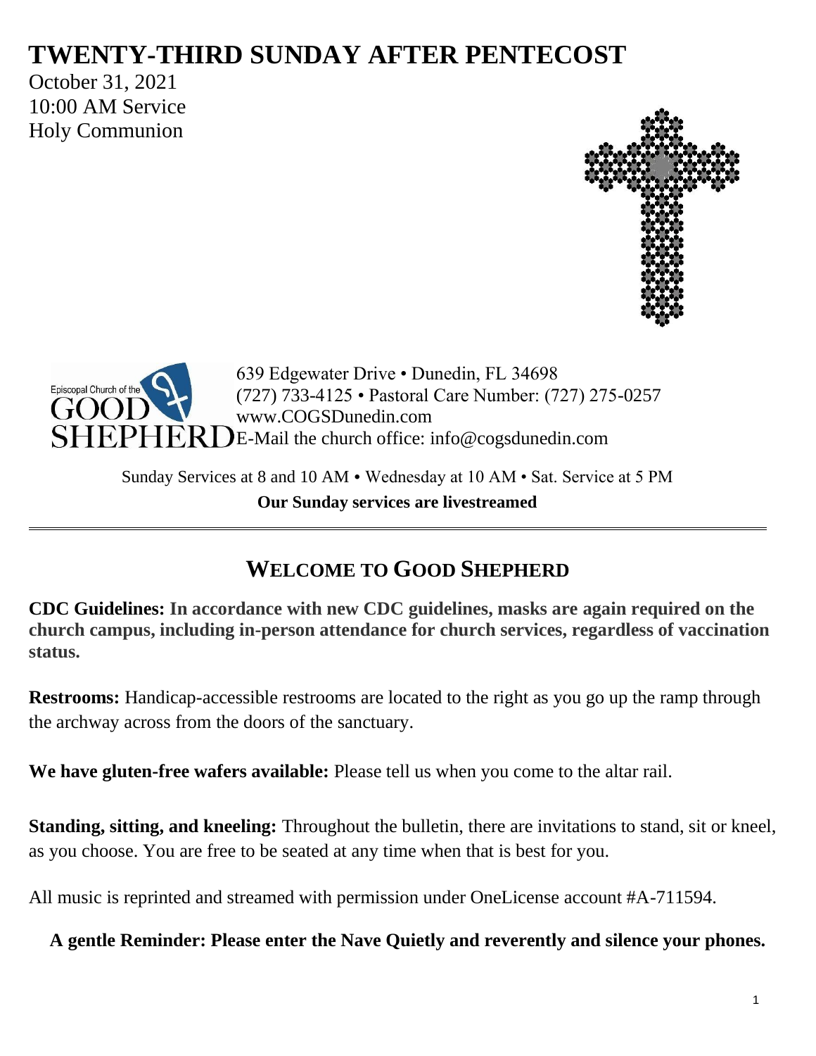# TWENTY-THIRD SUNDAY AFTER PENTECOST

October 31, 2021
10:00 AM Service
Holy Communion

Episcopal Church of the GOOD SHEPHERD

639 Edgewater Drive • Dunedin, FL 34698
(727) 733-4125 • Pastoral Care Number: (727) 275-0257
www.COGSDunedin.com
E-Mail the church office: info@cogsdunedin.com

Sunday Services at 8 and 10 AM • Wednesday at 10 AM • Sat. Service at 5 PM

**Our Sunday services are livestreamed**

## WELCOME TO GOOD SHEPHERD

**CDC Guidelines: In accordance with new CDC guidelines, masks are again required on the church campus, including in-person attendance for church services, regardless of vaccination status.**

**Restrooms:** Handicap-accessible restrooms are located to the right as you go up the ramp through the archway across from the doors of the sanctuary.

**We have gluten-free wafers available:** Please tell us when you come to the altar rail.

**Standing, sitting, and kneeling:** Throughout the bulletin, there are invitations to stand, sit or kneel, as you choose. You are free to be seated at any time when that is best for you.

All music is reprinted and streamed with permission under OneLicense account #A-711594.

**A gentle Reminder: Please enter the Nave Quietly and reverently and silence your phones.**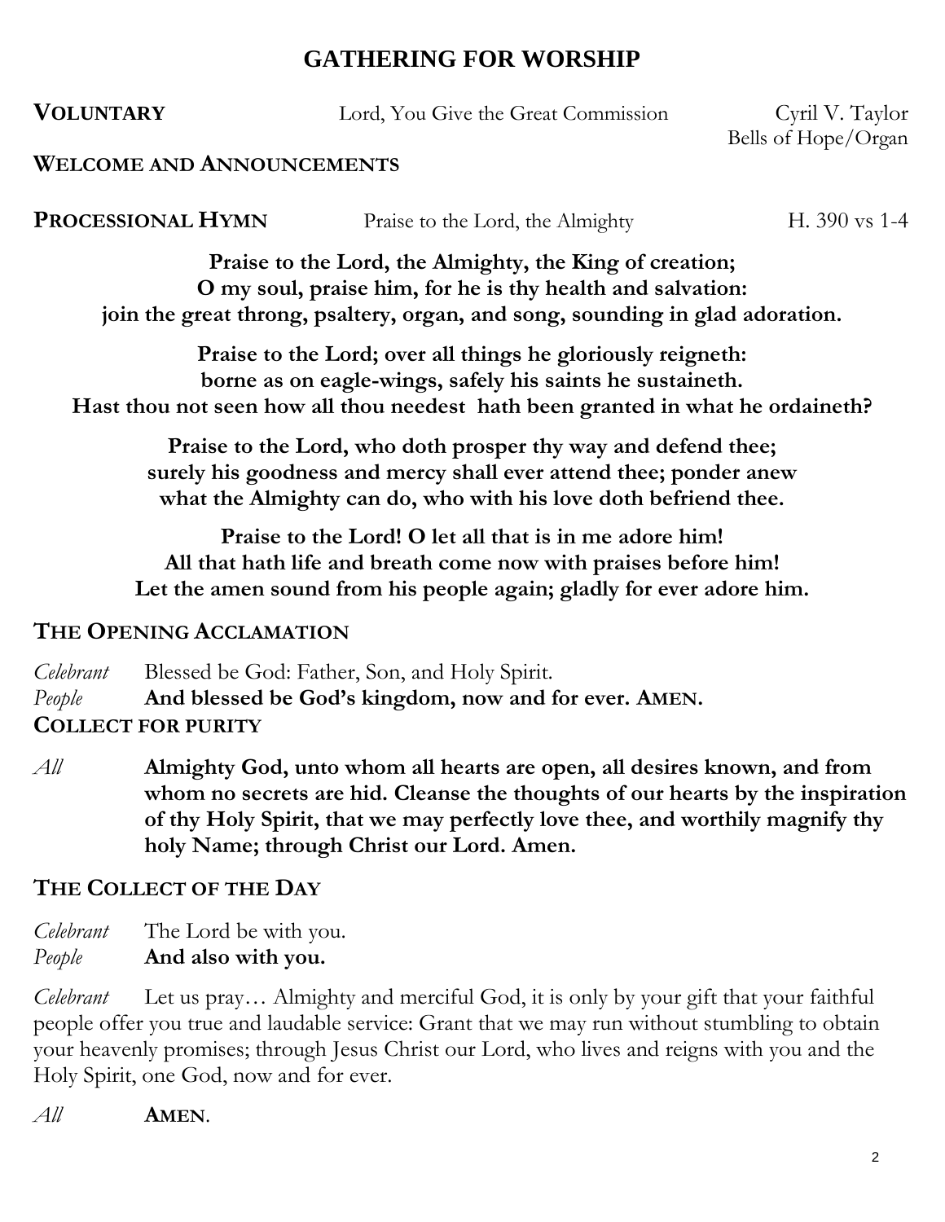# GATHERING FOR WORSHIP

**VOLUNTARY** Lord, You Give the Great Commission Cyril V. Taylor
Bells of Hope/Organ

**WELCOME AND ANNOUNCEMENTS**

**PROCESSIONAL HYMN** Praise to the Lord, the Almighty H. 390 vs 1-4

**Praise to the Lord, the Almighty, the King of creation;**
**O my soul, praise him, for he is thy health and salvation:**
**join the great throng, psaltery, organ, and song, sounding in glad adoration.**

**Praise to the Lord; over all things he gloriously reigneth:**
**borne as on eagle-wings, safely his saints he sustaineth.**
**Hast thou not seen how all thou needest hath been granted in what he ordaineth?**

**Praise to the Lord, who doth prosper thy way and defend thee;**
**surely his goodness and mercy shall ever attend thee; ponder anew**
**what the Almighty can do, who with his love doth befriend thee.**

**Praise to the Lord! O let all that is in me adore him!**
**All that hath life and breath come now with praises before him!**
**Let the amen sound from his people again; gladly for ever adore him.**

**THE OPENING ACCLAMATION**

*Celebrant* Blessed be God: Father, Son, and Holy Spirit.
*People* **And blessed be God's kingdom, now and for ever. AMEN.**

**COLLECT FOR PURITY**

*All* **Almighty God, unto whom all hearts are open, all desires known, and from whom no secrets are hid. Cleanse the thoughts of our hearts by the inspiration of thy Holy Spirit, that we may perfectly love thee, and worthily magnify thy holy Name; through Christ our Lord. Amen.**

**THE COLLECT OF THE DAY**

*Celebrant* The Lord be with you.
*People* **And also with you.**

*Celebrant* Let us pray… Almighty and merciful God, it is only by your gift that your faithful people offer you true and laudable service: Grant that we may run without stumbling to obtain your heavenly promises; through Jesus Christ our Lord, who lives and reigns with you and the Holy Spirit, one God, now and for ever.

*All* **AMEN**.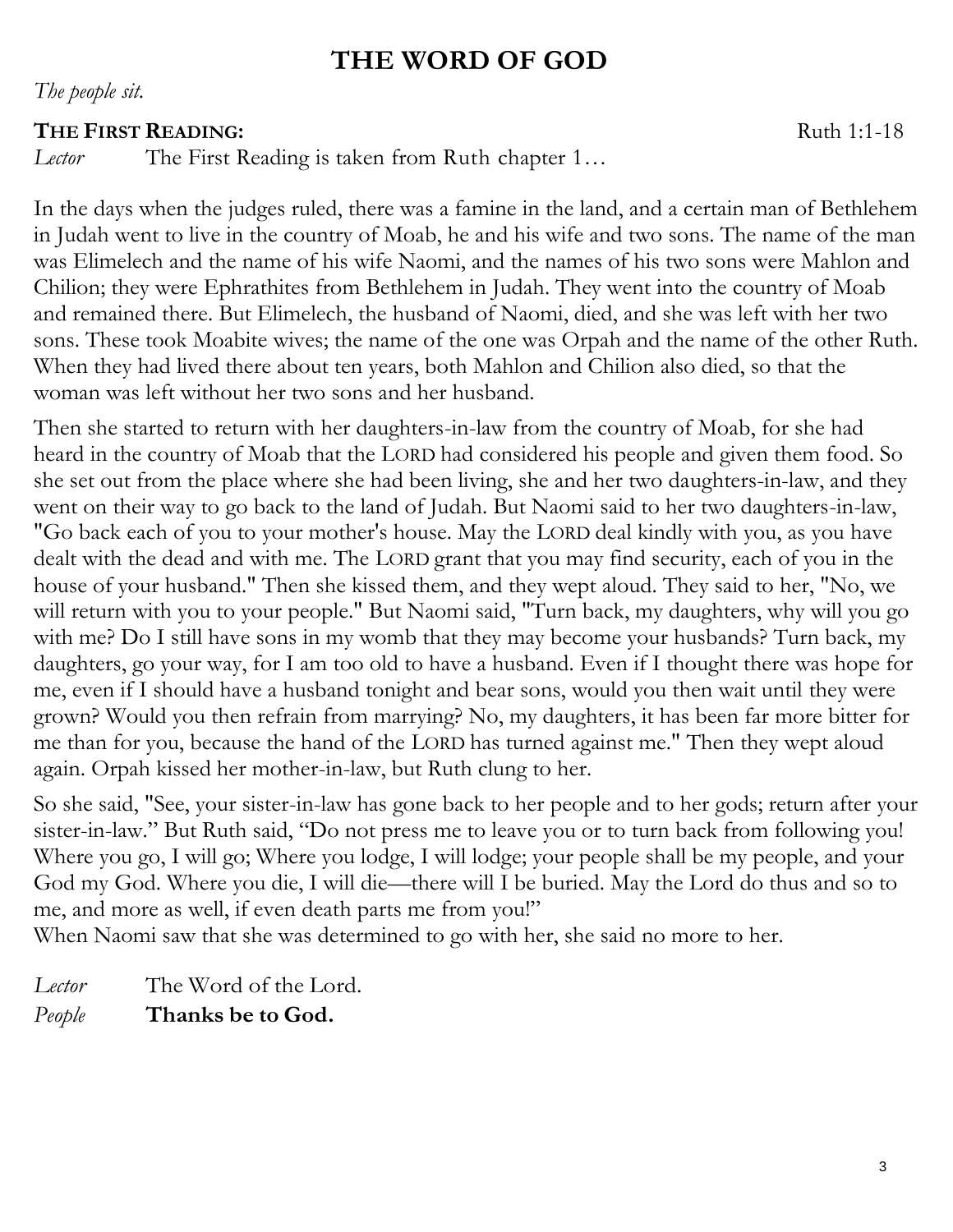# THE WORD OF GOD

*The people sit.*

**THE FIRST READING:** Ruth 1:1-18

*Lector* The First Reading is taken from Ruth chapter 1…

In the days when the judges ruled, there was a famine in the land, and a certain man of Bethlehem in Judah went to live in the country of Moab, he and his wife and two sons. The name of the man was Elimelech and the name of his wife Naomi, and the names of his two sons were Mahlon and Chilion; they were Ephrathites from Bethlehem in Judah. They went into the country of Moab and remained there. But Elimelech, the husband of Naomi, died, and she was left with her two sons. These took Moabite wives; the name of the one was Orpah and the name of the other Ruth. When they had lived there about ten years, both Mahlon and Chilion also died, so that the woman was left without her two sons and her husband.

Then she started to return with her daughters-in-law from the country of Moab, for she had heard in the country of Moab that the LORD had considered his people and given them food. So she set out from the place where she had been living, she and her two daughters-in-law, and they went on their way to go back to the land of Judah. But Naomi said to her two daughters-in-law, "Go back each of you to your mother's house. May the LORD deal kindly with you, as you have dealt with the dead and with me. The LORD grant that you may find security, each of you in the house of your husband." Then she kissed them, and they wept aloud. They said to her, "No, we will return with you to your people." But Naomi said, "Turn back, my daughters, why will you go with me? Do I still have sons in my womb that they may become your husbands? Turn back, my daughters, go your way, for I am too old to have a husband. Even if I thought there was hope for me, even if I should have a husband tonight and bear sons, would you then wait until they were grown? Would you then refrain from marrying? No, my daughters, it has been far more bitter for me than for you, because the hand of the LORD has turned against me." Then they wept aloud again. Orpah kissed her mother-in-law, but Ruth clung to her.

So she said, "See, your sister-in-law has gone back to her people and to her gods; return after your sister-in-law." But Ruth said, "Do not press me to leave you or to turn back from following you! Where you go, I will go; Where you lodge, I will lodge; your people shall be my people, and your God my God. Where you die, I will die—there will I be buried. May the Lord do thus and so to me, and more as well, if even death parts me from you!"
When Naomi saw that she was determined to go with her, she said no more to her.

*Lector* The Word of the Lord.
*People* **Thanks be to God.**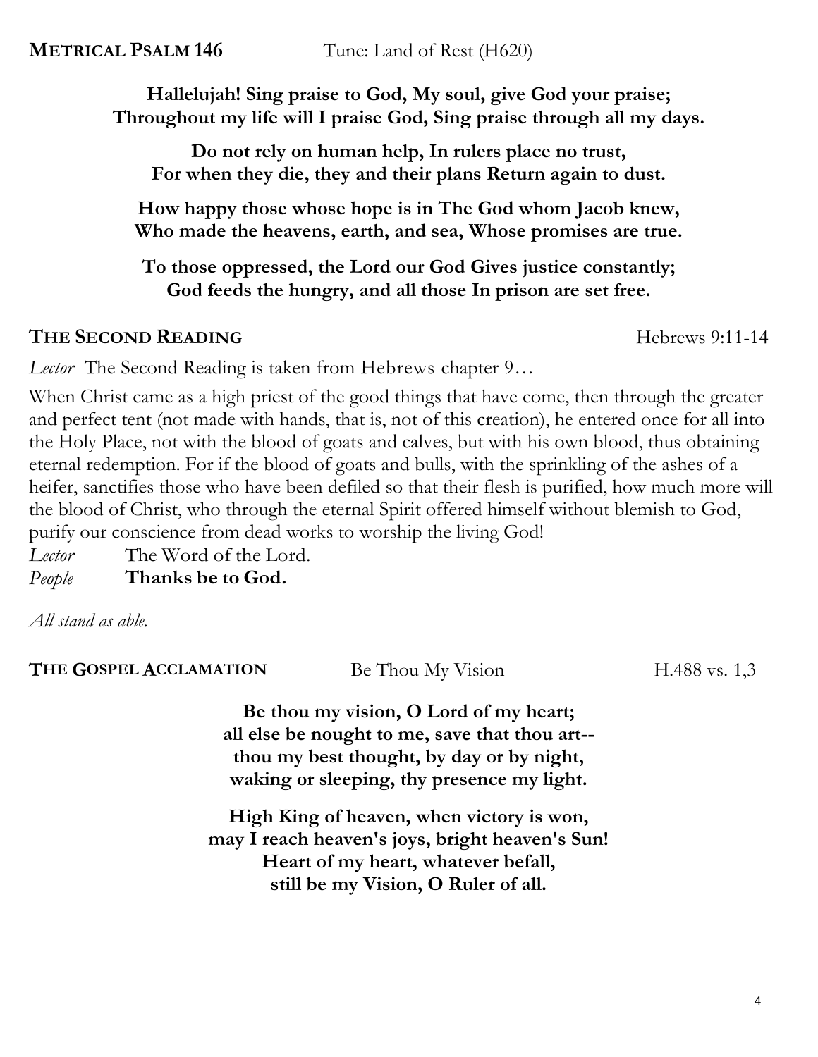**METRICAL PSALM 146** Tune: Land of Rest (H620)

**Hallelujah! Sing praise to God, My soul, give God your praise;**
**Throughout my life will I praise God, Sing praise through all my days.**

**Do not rely on human help, In rulers place no trust,**
**For when they die, they and their plans Return again to dust.**

**How happy those whose hope is in The God whom Jacob knew,**
**Who made the heavens, earth, and sea, Whose promises are true.**

**To those oppressed, the Lord our God Gives justice constantly;**
**God feeds the hungry, and all those In prison are set free.**

## THE SECOND READING

Hebrews 9:11-14

*Lector* The Second Reading is taken from Hebrews chapter 9…

When Christ came as a high priest of the good things that have come, then through the greater and perfect tent (not made with hands, that is, not of this creation), he entered once for all into the Holy Place, not with the blood of goats and calves, but with his own blood, thus obtaining eternal redemption. For if the blood of goats and bulls, with the sprinkling of the ashes of a heifer, sanctifies those who have been defiled so that their flesh is purified, how much more will the blood of Christ, who through the eternal Spirit offered himself without blemish to God, purify our conscience from dead works to worship the living God!

*Lector* The Word of the Lord.
*People* **Thanks be to God.**

*All stand as able.*

## THE GOSPEL ACCLAMATION

Be Thou My Vision H.488 vs. 1,3

**Be thou my vision, O Lord of my heart;**
**all else be nought to me, save that thou art--**
**thou my best thought, by day or by night,**
**waking or sleeping, thy presence my light.**

**High King of heaven, when victory is won,**
**may I reach heaven's joys, bright heaven's Sun!**
**Heart of my heart, whatever befall,**
**still be my Vision, O Ruler of all.**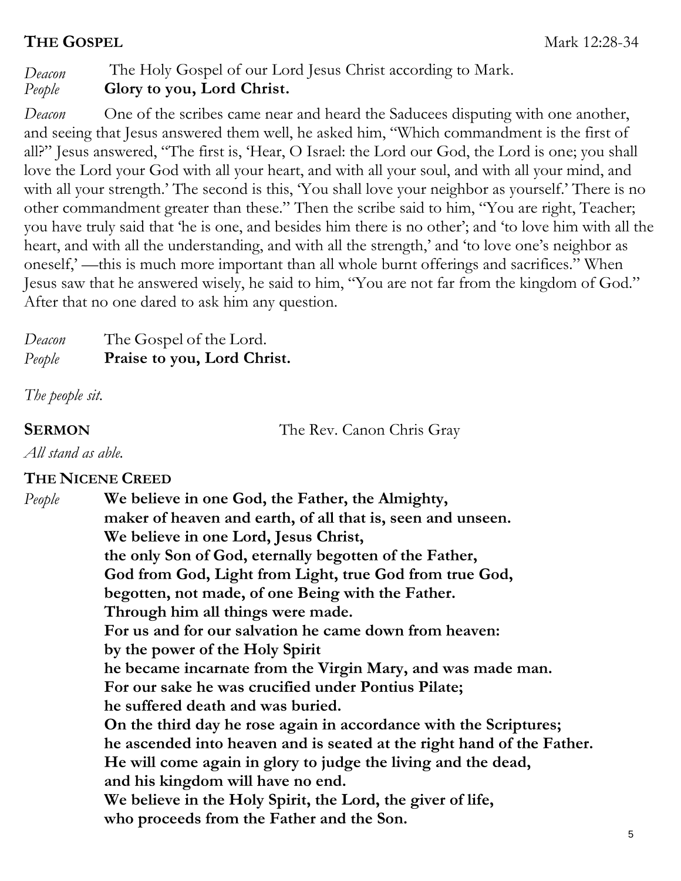**THE GOSPEL** Mark 12:28-34

*Deacon* The Holy Gospel of our Lord Jesus Christ according to Mark.
*People* **Glory to you, Lord Christ.**

*Deacon* One of the scribes came near and heard the Saducees disputing with one another, and seeing that Jesus answered them well, he asked him, "Which commandment is the first of all?" Jesus answered, "The first is, 'Hear, O Israel: the Lord our God, the Lord is one; you shall love the Lord your God with all your heart, and with all your soul, and with all your mind, and with all your strength.' The second is this, 'You shall love your neighbor as yourself.' There is no other commandment greater than these." Then the scribe said to him, "You are right, Teacher; you have truly said that 'he is one, and besides him there is no other'; and 'to love him with all the heart, and with all the understanding, and with all the strength,' and 'to love one's neighbor as oneself,' —this is much more important than all whole burnt offerings and sacrifices." When Jesus saw that he answered wisely, he said to him, "You are not far from the kingdom of God." After that no one dared to ask him any question.

*Deacon* The Gospel of the Lord.
*People* **Praise to you, Lord Christ.**

*The people sit.*

**SERMON** The Rev. Canon Chris Gray

*All stand as able.*

**THE NICENE CREED**

*People* **We believe in one God, the Father, the Almighty,**
**maker of heaven and earth, of all that is, seen and unseen.**
**We believe in one Lord, Jesus Christ,**
**the only Son of God, eternally begotten of the Father,**
**God from God, Light from Light, true God from true God,**
**begotten, not made, of one Being with the Father.**
**Through him all things were made.**
**For us and for our salvation he came down from heaven:**
**by the power of the Holy Spirit**
**he became incarnate from the Virgin Mary, and was made man.**
**For our sake he was crucified under Pontius Pilate;**
**he suffered death and was buried.**
**On the third day he rose again in accordance with the Scriptures;**
**he ascended into heaven and is seated at the right hand of the Father.**
**He will come again in glory to judge the living and the dead,**
**and his kingdom will have no end.**
**We believe in the Holy Spirit, the Lord, the giver of life,**
**who proceeds from the Father and the Son.**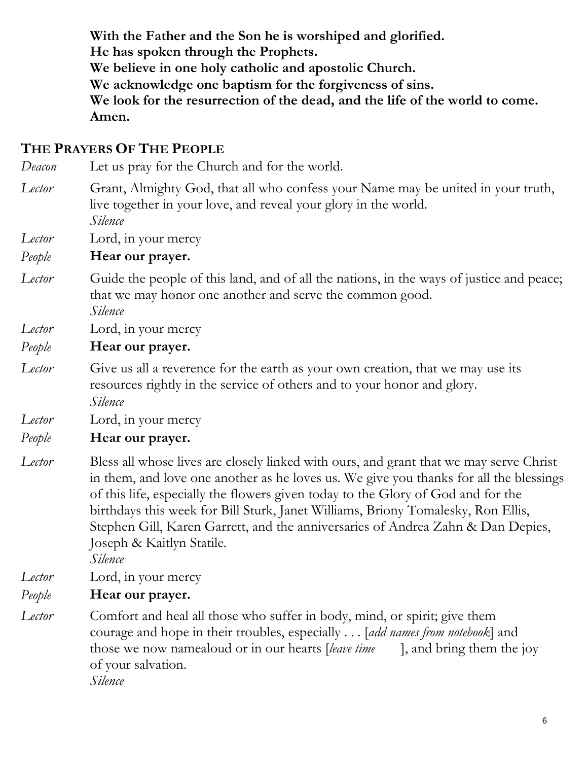**With the Father and the Son he is worshiped and glorified.**
**He has spoken through the Prophets.**
**We believe in one holy catholic and apostolic Church.**
**We acknowledge one baptism for the forgiveness of sins.**
**We look for the resurrection of the dead, and the life of the world to come.**
**Amen.**

## THE PRAYERS OF THE PEOPLE

*Deacon* Let us pray for the Church and for the world.

*Lector* Grant, Almighty God, that all who confess your Name may be united in your truth, live together in your love, and reveal your glory in the world.
*Silence*

*Lector* Lord, in your mercy
*People* **Hear our prayer.**

*Lector* Guide the people of this land, and of all the nations, in the ways of justice and peace; that we may honor one another and serve the common good.
*Silence*

*Lector* Lord, in your mercy
*People* **Hear our prayer.**

*Lector* Give us all a reverence for the earth as your own creation, that we may use its resources rightly in the service of others and to your honor and glory.
*Silence*

*Lector* Lord, in your mercy
*People* **Hear our prayer.**

*Lector* Bless all whose lives are closely linked with ours, and grant that we may serve Christ in them, and love one another as he loves us. We give you thanks for all the blessings of this life, especially the flowers given today to the Glory of God and for the birthdays this week for Bill Sturk, Janet Williams, Briony Tomalesky, Ron Ellis, Stephen Gill, Karen Garrett, and the anniversaries of Andrea Zahn & Dan Depies, Joseph & Kaitlyn Statile.
*Silence*

*Lector* Lord, in your mercy
*People* **Hear our prayer.**

*Lector* Comfort and heal all those who suffer in body, mind, or spirit; give them courage and hope in their troubles, especially . . . [*add names from notebook*] and those we now namealoud or in our hearts [*leave time* ], and bring them the joy of your salvation.
*Silence*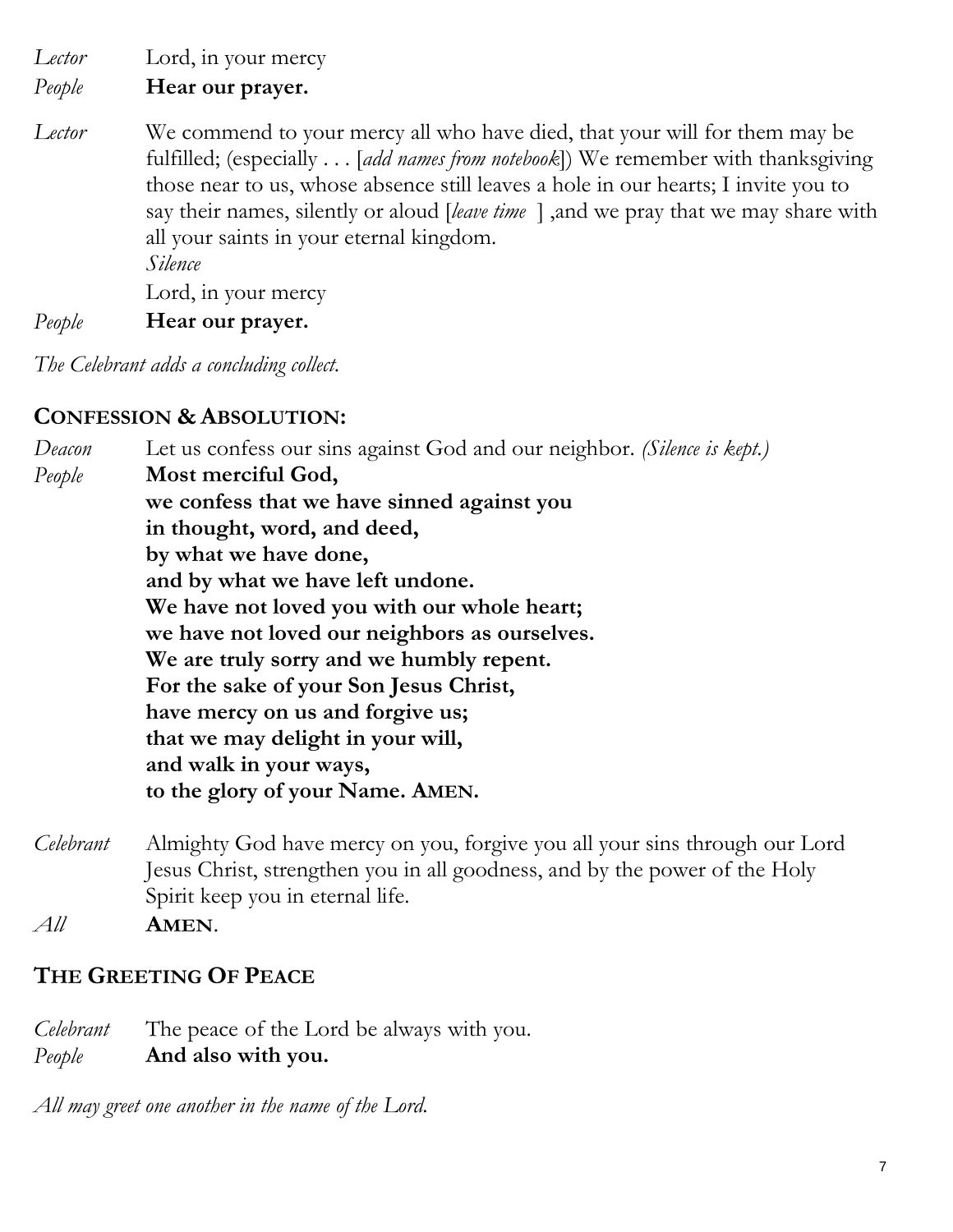*Lector* Lord, in your mercy
*People* **Hear our prayer.**

*Lector* We commend to your mercy all who have died, that your will for them may be fulfilled; (especially . . . [*add names from notebook*]) We remember with thanksgiving those near to us, whose absence still leaves a hole in our hearts; I invite you to say their names, silently or aloud [*leave time* ] ,and we pray that we may share with all your saints in your eternal kingdom.
*Silence*
Lord, in your mercy
*People* **Hear our prayer.**

*The Celebrant adds a concluding collect.*

## CONFESSION & ABSOLUTION:

*Deacon* Let us confess our sins against God and our neighbor. *(Silence is kept.)*
*People* **Most merciful God,**
**we confess that we have sinned against you**
**in thought, word, and deed,**
**by what we have done,**
**and by what we have left undone.**
**We have not loved you with our whole heart;**
**we have not loved our neighbors as ourselves.**
**We are truly sorry and we humbly repent.**
**For the sake of your Son Jesus Christ,**
**have mercy on us and forgive us;**
**that we may delight in your will,**
**and walk in your ways,**
**to the glory of your Name. AMEN.**

*Celebrant* Almighty God have mercy on you, forgive you all your sins through our Lord Jesus Christ, strengthen you in all goodness, and by the power of the Holy Spirit keep you in eternal life.
*All* **AMEN**.

## THE GREETING OF PEACE

*Celebrant* The peace of the Lord be always with you.
*People* **And also with you.**

*All may greet one another in the name of the Lord.*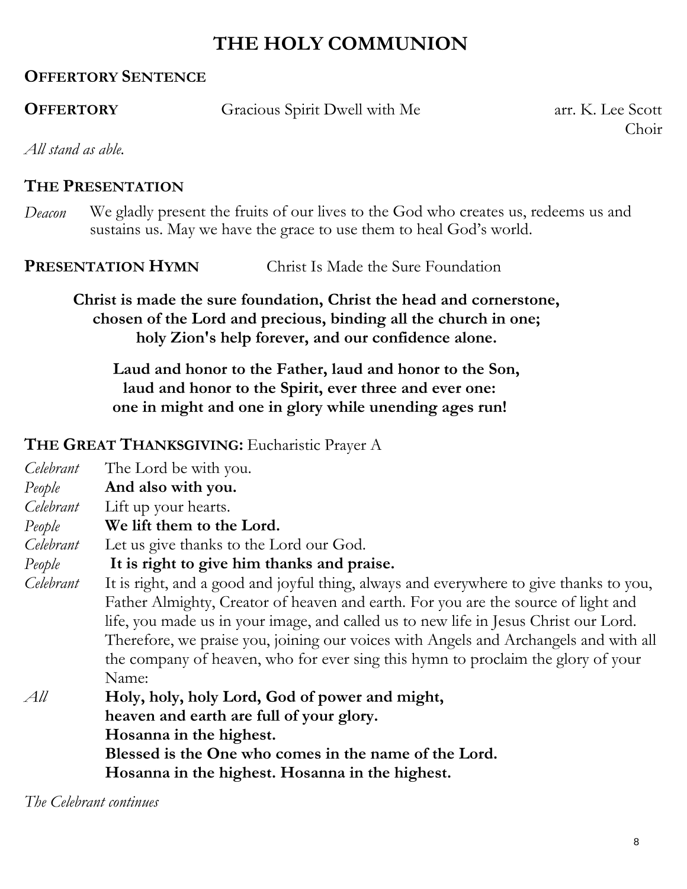# THE HOLY COMMUNION

**OFFERTORY SENTENCE**

**OFFERTORY** Gracious Spirit Dwell with Me arr. K. Lee Scott
Choir

*All stand as able.*

**THE PRESENTATION**

*Deacon* We gladly present the fruits of our lives to the God who creates us, redeems us and sustains us. May we have the grace to use them to heal God's world.

**PRESENTATION HYMN** Christ Is Made the Sure Foundation

**Christ is made the sure foundation, Christ the head and cornerstone,**
**chosen of the Lord and precious, binding all the church in one;**
**holy Zion's help forever, and our confidence alone.**

**Laud and honor to the Father, laud and honor to the Son,**
**laud and honor to the Spirit, ever three and ever one:**
**one in might and one in glory while unending ages run!**

**THE GREAT THANKSGIVING:** Eucharistic Prayer A

*Celebrant* The Lord be with you.
*People* **And also with you.**
*Celebrant* Lift up your hearts.
*People* **We lift them to the Lord.**
*Celebrant* Let us give thanks to the Lord our God.
*People* **It is right to give him thanks and praise.**
*Celebrant* It is right, and a good and joyful thing, always and everywhere to give thanks to you, Father Almighty, Creator of heaven and earth. For you are the source of light and life, you made us in your image, and called us to new life in Jesus Christ our Lord. Therefore, we praise you, joining our voices with Angels and Archangels and with all the company of heaven, who for ever sing this hymn to proclaim the glory of your Name:
*All* **Holy, holy, holy Lord, God of power and might,**
**heaven and earth are full of your glory.**
**Hosanna in the highest.**
**Blessed is the One who comes in the name of the Lord.**
**Hosanna in the highest. Hosanna in the highest.**

*The Celebrant continues*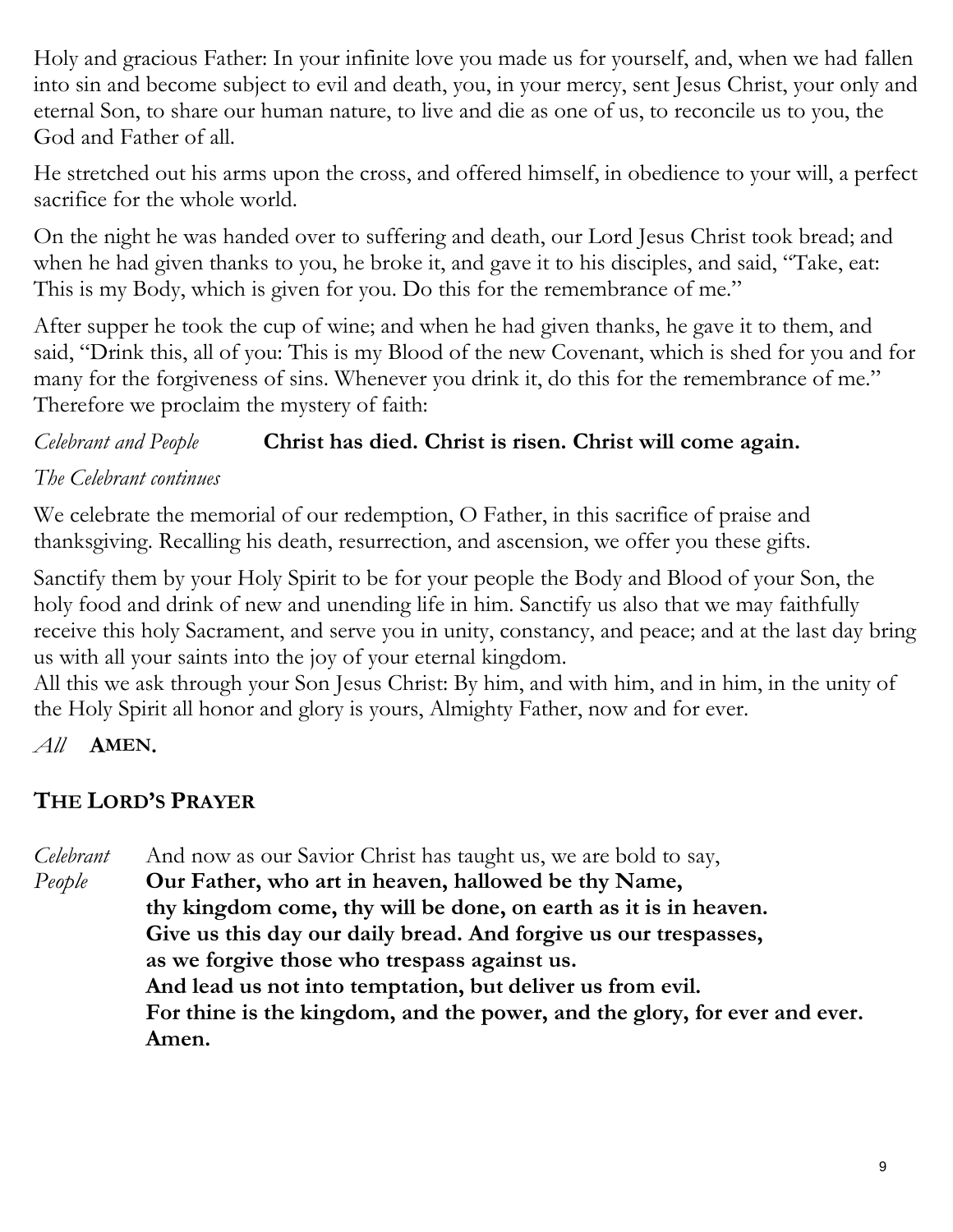Holy and gracious Father: In your infinite love you made us for yourself, and, when we had fallen into sin and become subject to evil and death, you, in your mercy, sent Jesus Christ, your only and eternal Son, to share our human nature, to live and die as one of us, to reconcile us to you, the God and Father of all.

He stretched out his arms upon the cross, and offered himself, in obedience to your will, a perfect sacrifice for the whole world.

On the night he was handed over to suffering and death, our Lord Jesus Christ took bread; and when he had given thanks to you, he broke it, and gave it to his disciples, and said, "Take, eat: This is my Body, which is given for you. Do this for the remembrance of me."

After supper he took the cup of wine; and when he had given thanks, he gave it to them, and said, "Drink this, all of you: This is my Blood of the new Covenant, which is shed for you and for many for the forgiveness of sins. Whenever you drink it, do this for the remembrance of me." Therefore we proclaim the mystery of faith:

*Celebrant and People* **Christ has died. Christ is risen. Christ will come again.**

*The Celebrant continues*

We celebrate the memorial of our redemption, O Father, in this sacrifice of praise and thanksgiving. Recalling his death, resurrection, and ascension, we offer you these gifts.

Sanctify them by your Holy Spirit to be for your people the Body and Blood of your Son, the holy food and drink of new and unending life in him. Sanctify us also that we may faithfully receive this holy Sacrament, and serve you in unity, constancy, and peace; and at the last day bring us with all your saints into the joy of your eternal kingdom.
All this we ask through your Son Jesus Christ: By him, and with him, and in him, in the unity of the Holy Spirit all honor and glory is yours, Almighty Father, now and for ever.

*All* **AMEN.**

## THE LORD'S PRAYER

*Celebrant* And now as our Savior Christ has taught us, we are bold to say,

*People* **Our Father, who art in heaven, hallowed be thy Name,
thy kingdom come, thy will be done, on earth as it is in heaven.
Give us this day our daily bread. And forgive us our trespasses,
as we forgive those who trespass against us.
And lead us not into temptation, but deliver us from evil.
For thine is the kingdom, and the power, and the glory, for ever and ever.
Amen.**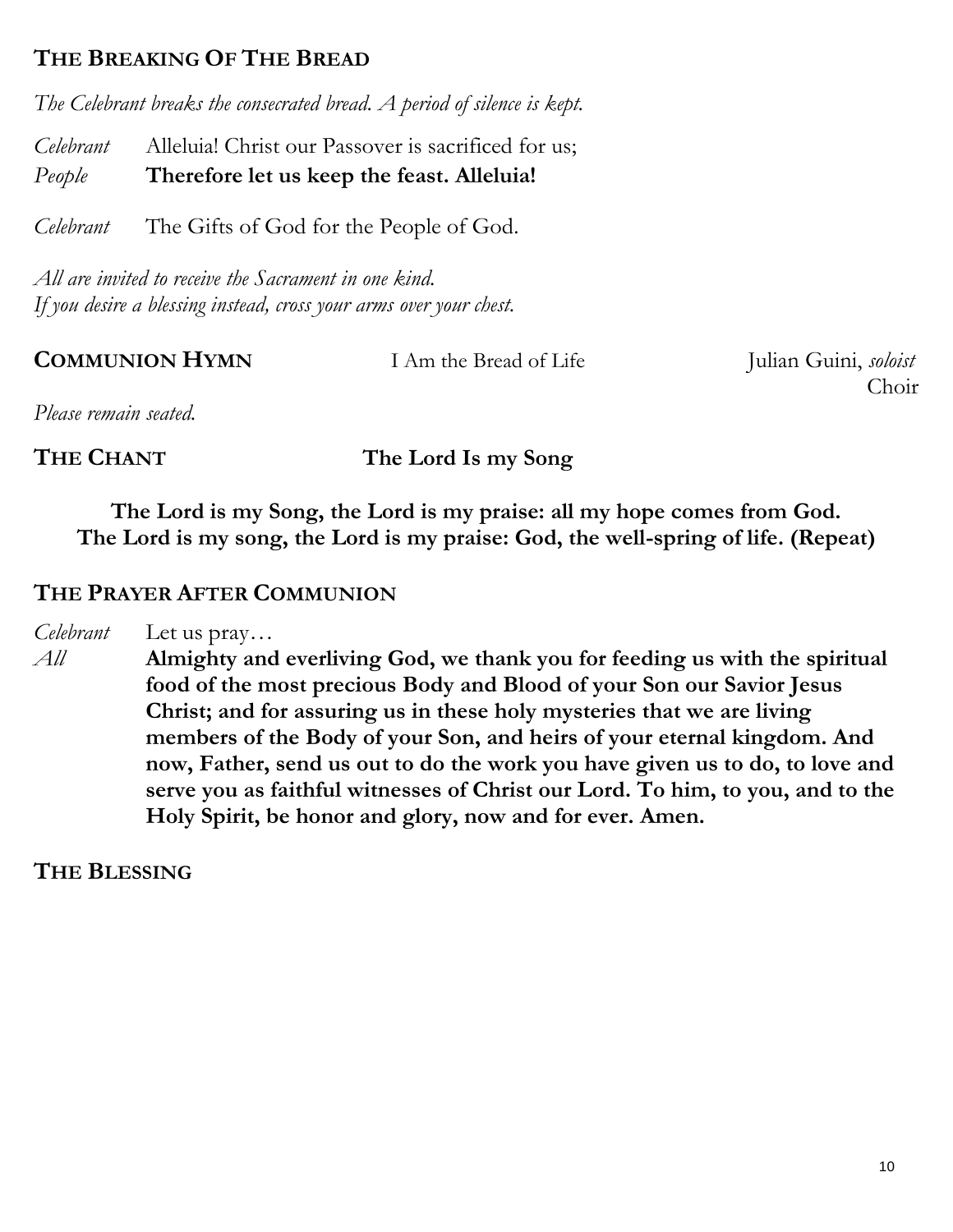## THE BREAKING OF THE BREAD

*The Celebrant breaks the consecrated bread. A period of silence is kept.*

*Celebrant* Alleluia! Christ our Passover is sacrificed for us;
*People* **Therefore let us keep the feast. Alleluia!**

*Celebrant* The Gifts of God for the People of God.

*All are invited to receive the Sacrament in one kind.*
*If you desire a blessing instead, cross your arms over your chest.*

## COMMUNION HYMN — I Am the Bread of Life — Julian Guini, *soloist*, Choir

*Please remain seated.*

## THE CHANT — The Lord Is my Song

**The Lord is my Song, the Lord is my praise: all my hope comes from God.**
**The Lord is my song, the Lord is my praise: God, the well-spring of life. (Repeat)**

## THE PRAYER AFTER COMMUNION

*Celebrant* Let us pray…
*All* **Almighty and everliving God, we thank you for feeding us with the spiritual food of the most precious Body and Blood of your Son our Savior Jesus Christ; and for assuring us in these holy mysteries that we are living members of the Body of your Son, and heirs of your eternal kingdom. And now, Father, send us out to do the work you have given us to do, to love and serve you as faithful witnesses of Christ our Lord. To him, to you, and to the Holy Spirit, be honor and glory, now and for ever. Amen.**

## THE BLESSING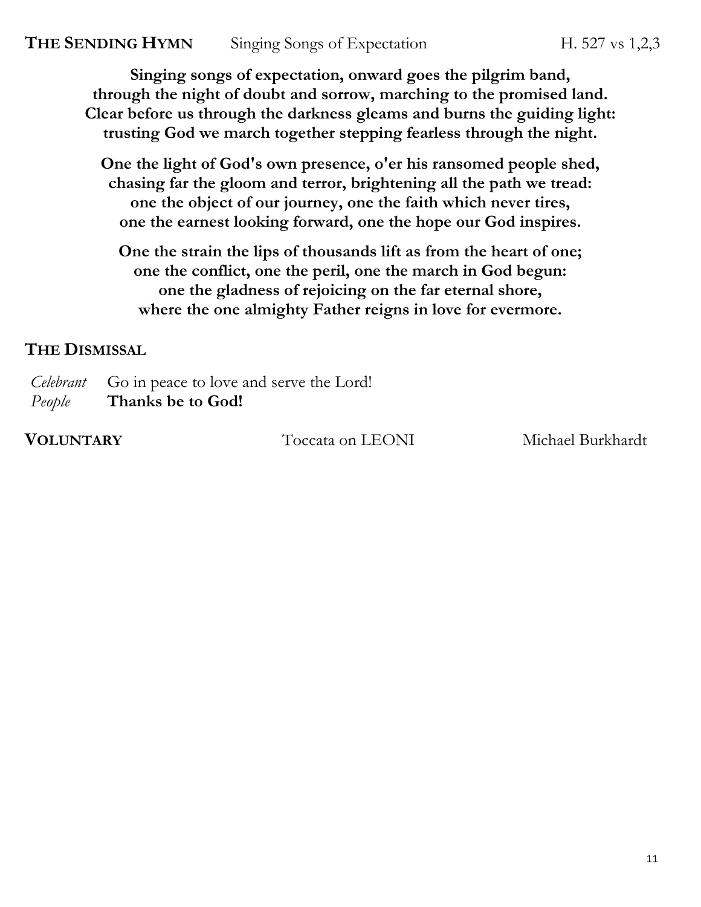**THE SENDING HYMN** Singing Songs of Expectation H. 527 vs 1,2,3

**Singing songs of expectation, onward goes the pilgrim band,**
**through the night of doubt and sorrow, marching to the promised land.**
**Clear before us through the darkness gleams and burns the guiding light:**
**trusting God we march together stepping fearless through the night.**

**One the light of God's own presence, o'er his ransomed people shed,**
**chasing far the gloom and terror, brightening all the path we tread:**
**one the object of our journey, one the faith which never tires,**
**one the earnest looking forward, one the hope our God inspires.**

**One the strain the lips of thousands lift as from the heart of one;**
**one the conflict, one the peril, one the march in God begun:**
**one the gladness of rejoicing on the far eternal shore,**
**where the one almighty Father reigns in love for evermore.**

**THE DISMISSAL**

*Celebrant* Go in peace to love and serve the Lord!
*People* **Thanks be to God!**

**VOLUNTARY** Toccata on LEONI Michael Burkhardt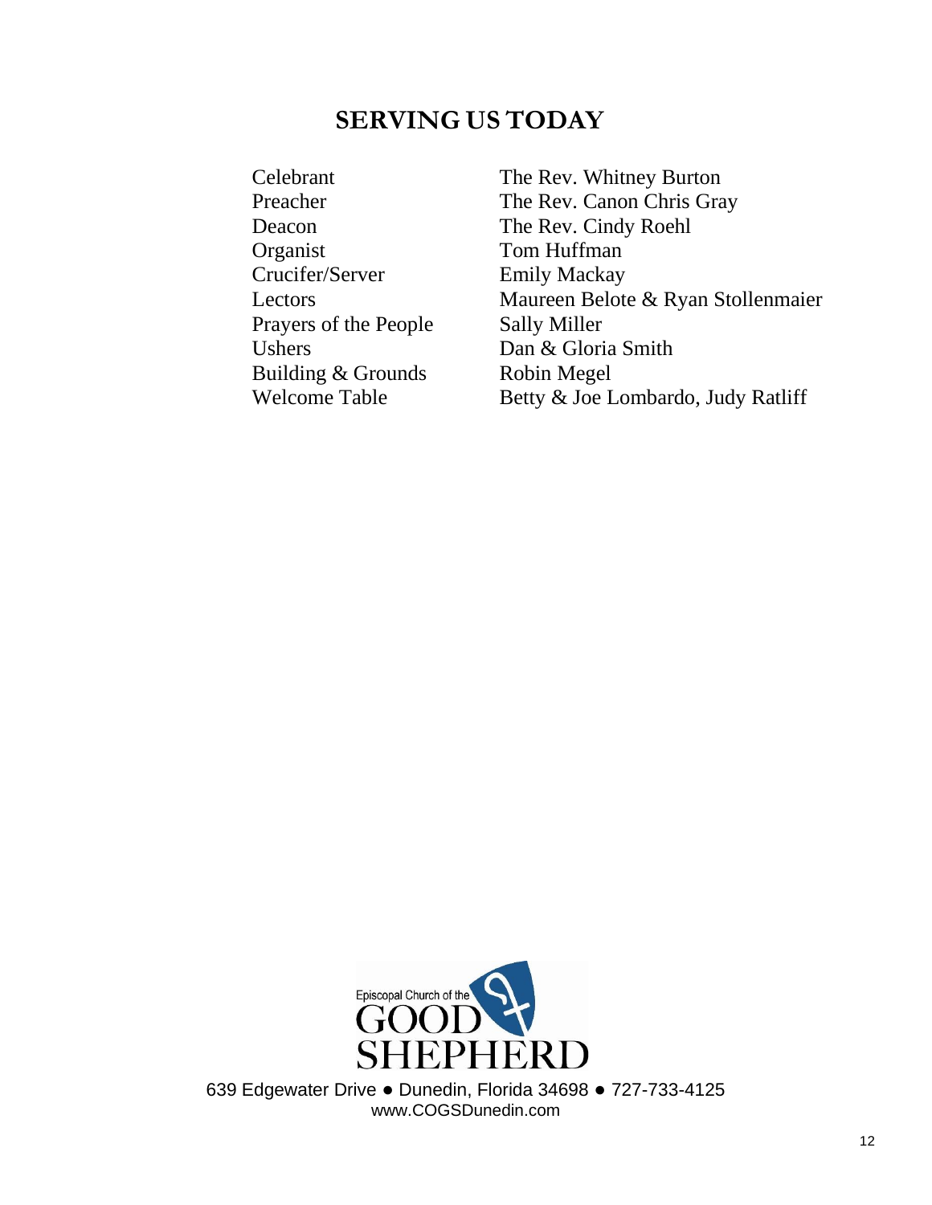## SERVING US TODAY

| | |
|---|---|
| Celebrant | The Rev. Whitney Burton |
| Preacher | The Rev. Canon Chris Gray |
| Deacon | The Rev. Cindy Roehl |
| Organist | Tom Huffman |
| Crucifer/Server | Emily Mackay |
| Lectors | Maureen Belote & Ryan Stollenmaier |
| Prayers of the People | Sally Miller |
| Ushers | Dan & Gloria Smith |
| Building & Grounds | Robin Megel |
| Welcome Table | Betty & Joe Lombardo, Judy Ratliff |

Episcopal Church of the GOOD SHEPHERD

639 Edgewater Drive ● Dunedin, Florida 34698 ● 727-733-4125
www.COGSDunedin.com